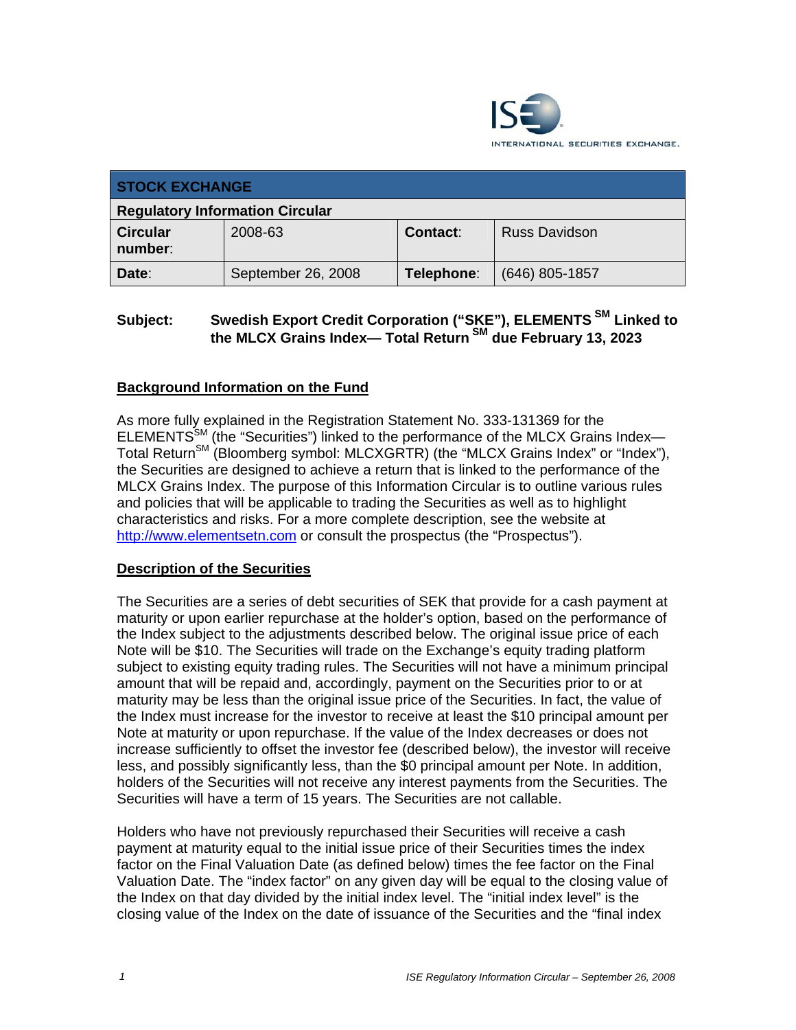ISE INTERNATIONAL SECURITIES EXCHANGE.

| STOCK EXCHANGE | | | |
|---|---|---|---|
| Regulatory Information Circular | | | |
| **Circular number**: | 2008-63 | **Contact**: | Russ Davidson |
| **Date**: | September 26, 2008 | **Telephone**: | (646) 805-1857 |

**Subject:** **Swedish Export Credit Corporation ("SKE"), ELEMENTS SM Linked to the MLCX Grains Index— Total Return SM due February 13, 2023**

## Background Information on the Fund

As more fully explained in the Registration Statement No. 333-131369 for the ELEMENTSSM (the "Securities") linked to the performance of the MLCX Grains Index—Total ReturnSM (Bloomberg symbol: MLCXGRTR) (the "MLCX Grains Index" or "Index"), the Securities are designed to achieve a return that is linked to the performance of the MLCX Grains Index. The purpose of this Information Circular is to outline various rules and policies that will be applicable to trading the Securities as well as to highlight characteristics and risks. For a more complete description, see the website at http://www.elementsetn.com or consult the prospectus (the "Prospectus").

## Description of the Securities

The Securities are a series of debt securities of SEK that provide for a cash payment at maturity or upon earlier repurchase at the holder's option, based on the performance of the Index subject to the adjustments described below. The original issue price of each Note will be $10. The Securities will trade on the Exchange's equity trading platform subject to existing equity trading rules. The Securities will not have a minimum principal amount that will be repaid and, accordingly, payment on the Securities prior to or at maturity may be less than the original issue price of the Securities. In fact, the value of the Index must increase for the investor to receive at least the $10 principal amount per Note at maturity or upon repurchase. If the value of the Index decreases or does not increase sufficiently to offset the investor fee (described below), the investor will receive less, and possibly significantly less, than the $0 principal amount per Note. In addition, holders of the Securities will not receive any interest payments from the Securities. The Securities will have a term of 15 years. The Securities are not callable.

Holders who have not previously repurchased their Securities will receive a cash payment at maturity equal to the initial issue price of their Securities times the index factor on the Final Valuation Date (as defined below) times the fee factor on the Final Valuation Date. The "index factor" on any given day will be equal to the closing value of the Index on that day divided by the initial index level. The "initial index level" is the closing value of the Index on the date of issuance of the Securities and the "final index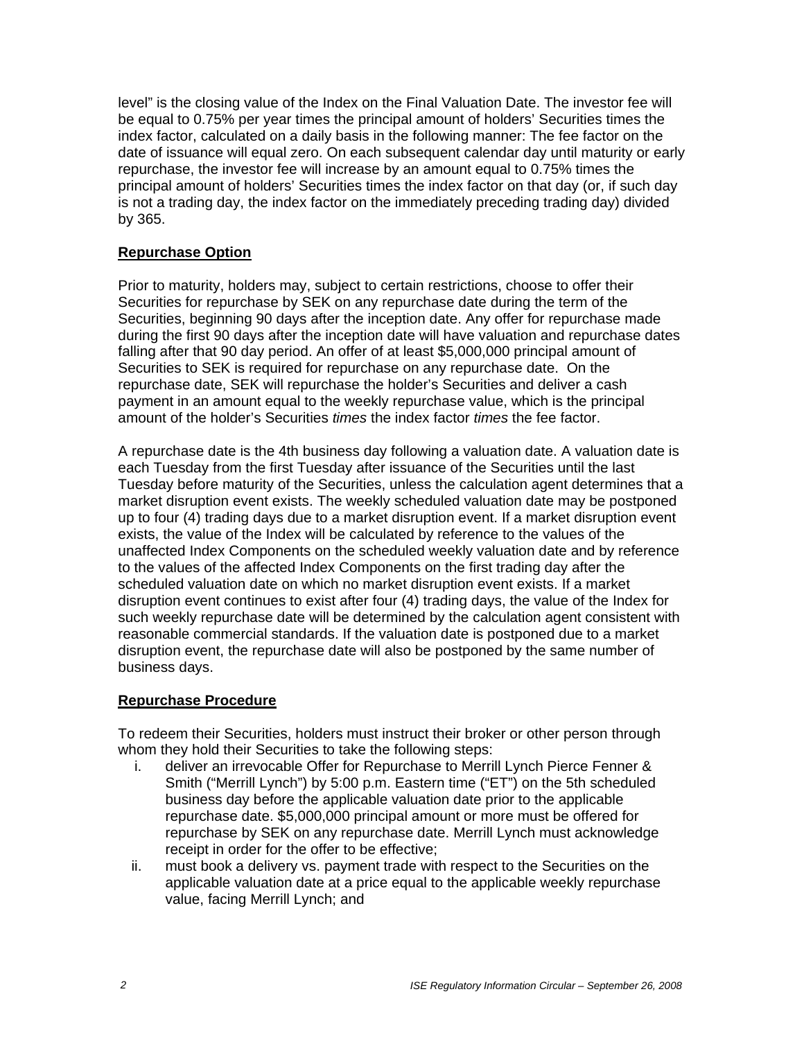level" is the closing value of the Index on the Final Valuation Date. The investor fee will be equal to 0.75% per year times the principal amount of holders' Securities times the index factor, calculated on a daily basis in the following manner: The fee factor on the date of issuance will equal zero. On each subsequent calendar day until maturity or early repurchase, the investor fee will increase by an amount equal to 0.75% times the principal amount of holders' Securities times the index factor on that day (or, if such day is not a trading day, the index factor on the immediately preceding trading day) divided by 365.

## Repurchase Option

Prior to maturity, holders may, subject to certain restrictions, choose to offer their Securities for repurchase by SEK on any repurchase date during the term of the Securities, beginning 90 days after the inception date. Any offer for repurchase made during the first 90 days after the inception date will have valuation and repurchase dates falling after that 90 day period. An offer of at least $5,000,000 principal amount of Securities to SEK is required for repurchase on any repurchase date. On the repurchase date, SEK will repurchase the holder's Securities and deliver a cash payment in an amount equal to the weekly repurchase value, which is the principal amount of the holder's Securities *times* the index factor *times* the fee factor.

A repurchase date is the 4th business day following a valuation date. A valuation date is each Tuesday from the first Tuesday after issuance of the Securities until the last Tuesday before maturity of the Securities, unless the calculation agent determines that a market disruption event exists. The weekly scheduled valuation date may be postponed up to four (4) trading days due to a market disruption event. If a market disruption event exists, the value of the Index will be calculated by reference to the values of the unaffected Index Components on the scheduled weekly valuation date and by reference to the values of the affected Index Components on the first trading day after the scheduled valuation date on which no market disruption event exists. If a market disruption event continues to exist after four (4) trading days, the value of the Index for such weekly repurchase date will be determined by the calculation agent consistent with reasonable commercial standards. If the valuation date is postponed due to a market disruption event, the repurchase date will also be postponed by the same number of business days.

## Repurchase Procedure

To redeem their Securities, holders must instruct their broker or other person through whom they hold their Securities to take the following steps:

i. deliver an irrevocable Offer for Repurchase to Merrill Lynch Pierce Fenner & Smith ("Merrill Lynch") by 5:00 p.m. Eastern time ("ET") on the 5th scheduled business day before the applicable valuation date prior to the applicable repurchase date. $5,000,000 principal amount or more must be offered for repurchase by SEK on any repurchase date. Merrill Lynch must acknowledge receipt in order for the offer to be effective;
ii. must book a delivery vs. payment trade with respect to the Securities on the applicable valuation date at a price equal to the applicable weekly repurchase value, facing Merrill Lynch; and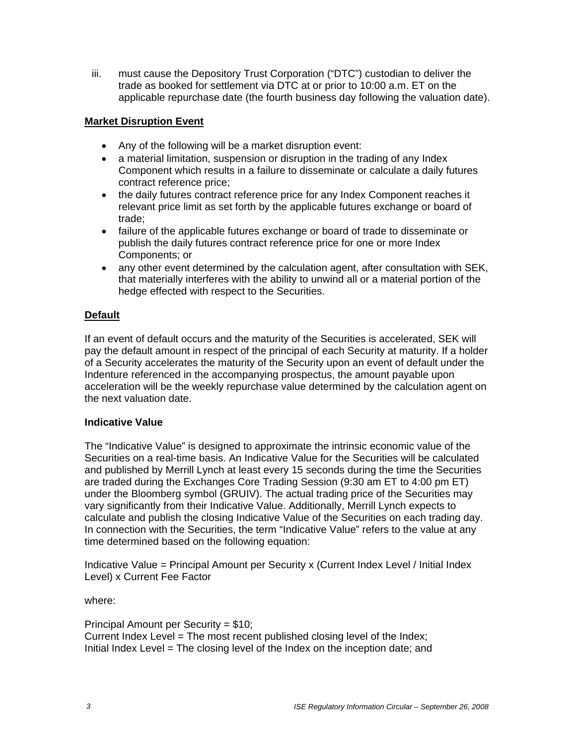iii. must cause the Depository Trust Corporation ("DTC") custodian to deliver the trade as booked for settlement via DTC at or prior to 10:00 a.m. ET on the applicable repurchase date (the fourth business day following the valuation date).

**Market Disruption Event**

- Any of the following will be a market disruption event:
- a material limitation, suspension or disruption in the trading of any Index Component which results in a failure to disseminate or calculate a daily futures contract reference price;
- the daily futures contract reference price for any Index Component reaches it relevant price limit as set forth by the applicable futures exchange or board of trade;
- failure of the applicable futures exchange or board of trade to disseminate or publish the daily futures contract reference price for one or more Index Components; or
- any other event determined by the calculation agent, after consultation with SEK, that materially interferes with the ability to unwind all or a material portion of the hedge effected with respect to the Securities.

**Default**

If an event of default occurs and the maturity of the Securities is accelerated, SEK will pay the default amount in respect of the principal of each Security at maturity. If a holder of a Security accelerates the maturity of the Security upon an event of default under the Indenture referenced in the accompanying prospectus, the amount payable upon acceleration will be the weekly repurchase value determined by the calculation agent on the next valuation date.

**Indicative Value**

The "Indicative Value" is designed to approximate the intrinsic economic value of the Securities on a real-time basis. An Indicative Value for the Securities will be calculated and published by Merrill Lynch at least every 15 seconds during the time the Securities are traded during the Exchanges Core Trading Session (9:30 am ET to 4:00 pm ET) under the Bloomberg symbol (GRUIV). The actual trading price of the Securities may vary significantly from their Indicative Value. Additionally, Merrill Lynch expects to calculate and publish the closing Indicative Value of the Securities on each trading day. In connection with the Securities, the term "Indicative Value" refers to the value at any time determined based on the following equation:

Indicative Value = Principal Amount per Security x (Current Index Level / Initial Index Level) x Current Fee Factor

where:

Principal Amount per Security = $10;
Current Index Level = The most recent published closing level of the Index;
Initial Index Level = The closing level of the Index on the inception date; and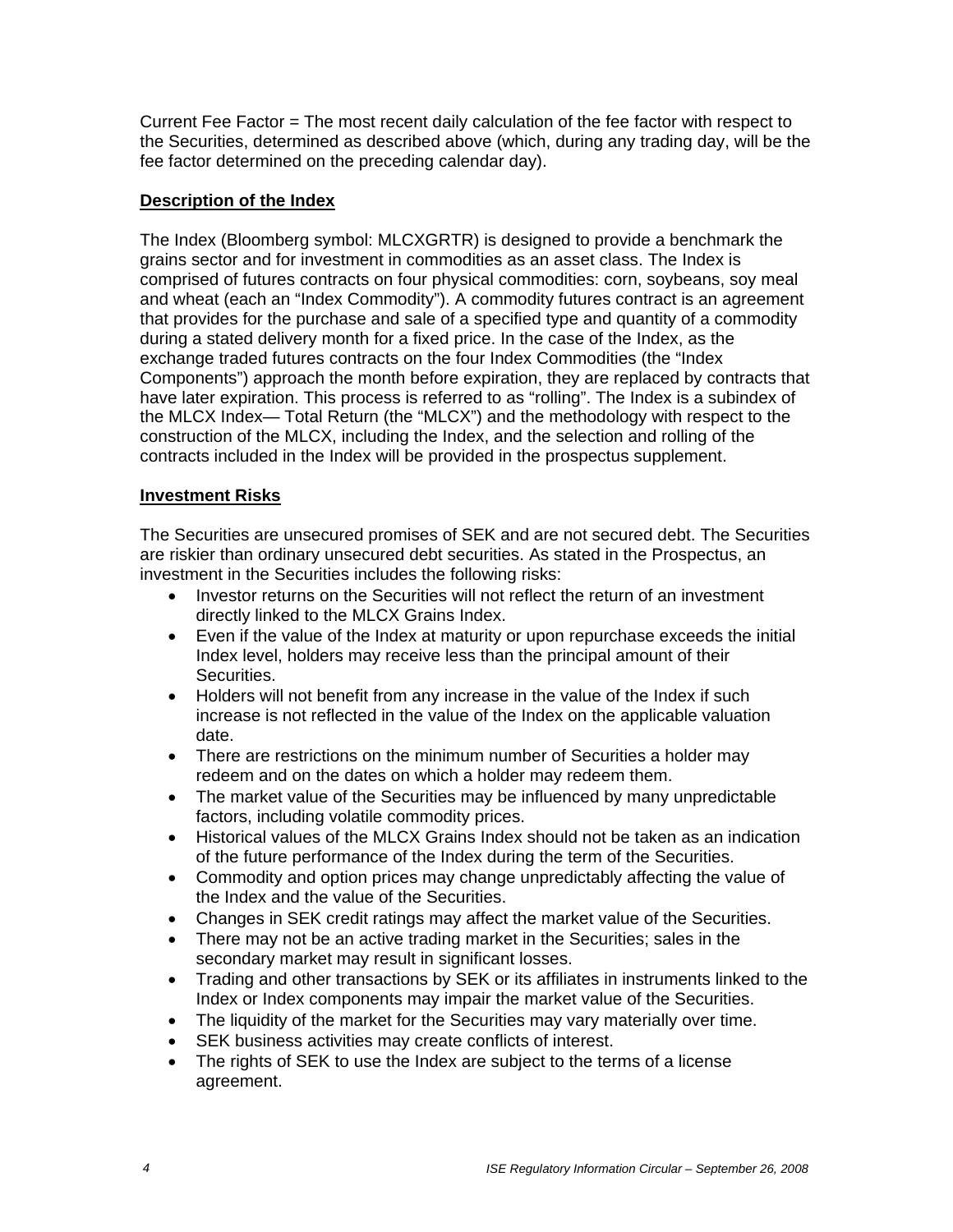Current Fee Factor = The most recent daily calculation of the fee factor with respect to the Securities, determined as described above (which, during any trading day, will be the fee factor determined on the preceding calendar day).

**Description of the Index**

The Index (Bloomberg symbol: MLCXGRTR) is designed to provide a benchmark the grains sector and for investment in commodities as an asset class. The Index is comprised of futures contracts on four physical commodities: corn, soybeans, soy meal and wheat (each an "Index Commodity"). A commodity futures contract is an agreement that provides for the purchase and sale of a specified type and quantity of a commodity during a stated delivery month for a fixed price. In the case of the Index, as the exchange traded futures contracts on the four Index Commodities (the "Index Components") approach the month before expiration, they are replaced by contracts that have later expiration. This process is referred to as "rolling". The Index is a subindex of the MLCX Index— Total Return (the "MLCX") and the methodology with respect to the construction of the MLCX, including the Index, and the selection and rolling of the contracts included in the Index will be provided in the prospectus supplement.

**Investment Risks**

The Securities are unsecured promises of SEK and are not secured debt. The Securities are riskier than ordinary unsecured debt securities. As stated in the Prospectus, an investment in the Securities includes the following risks:

- Investor returns on the Securities will not reflect the return of an investment directly linked to the MLCX Grains Index.
- Even if the value of the Index at maturity or upon repurchase exceeds the initial Index level, holders may receive less than the principal amount of their Securities.
- Holders will not benefit from any increase in the value of the Index if such increase is not reflected in the value of the Index on the applicable valuation date.
- There are restrictions on the minimum number of Securities a holder may redeem and on the dates on which a holder may redeem them.
- The market value of the Securities may be influenced by many unpredictable factors, including volatile commodity prices.
- Historical values of the MLCX Grains Index should not be taken as an indication of the future performance of the Index during the term of the Securities.
- Commodity and option prices may change unpredictably affecting the value of the Index and the value of the Securities.
- Changes in SEK credit ratings may affect the market value of the Securities.
- There may not be an active trading market in the Securities; sales in the secondary market may result in significant losses.
- Trading and other transactions by SEK or its affiliates in instruments linked to the Index or Index components may impair the market value of the Securities.
- The liquidity of the market for the Securities may vary materially over time.
- SEK business activities may create conflicts of interest.
- The rights of SEK to use the Index are subject to the terms of a license agreement.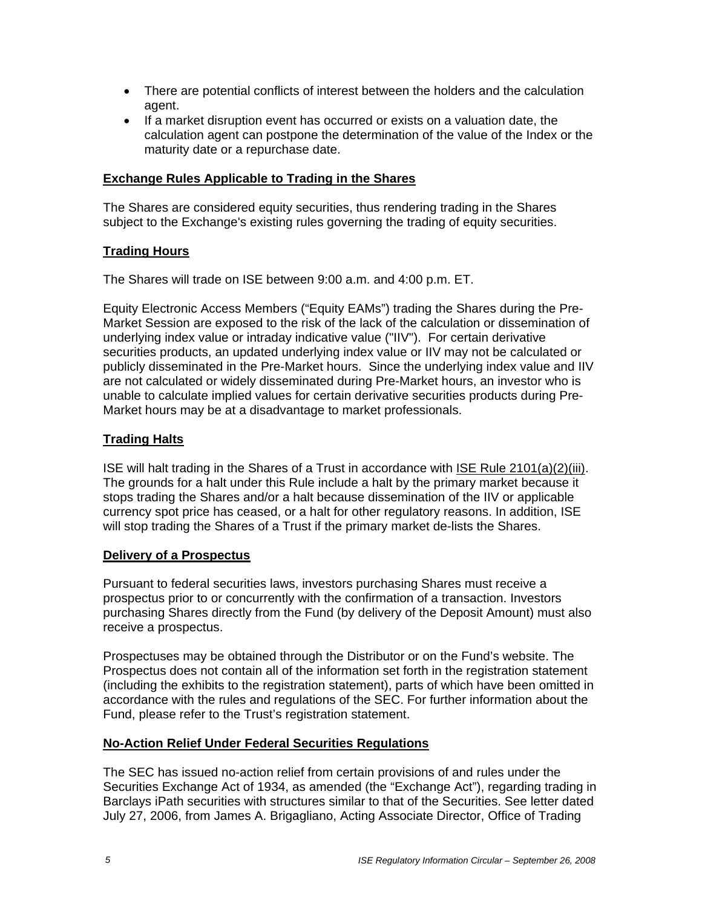- There are potential conflicts of interest between the holders and the calculation agent.
- If a market disruption event has occurred or exists on a valuation date, the calculation agent can postpone the determination of the value of the Index or the maturity date or a repurchase date.

## Exchange Rules Applicable to Trading in the Shares

The Shares are considered equity securities, thus rendering trading in the Shares subject to the Exchange's existing rules governing the trading of equity securities.

## Trading Hours

The Shares will trade on ISE between 9:00 a.m. and 4:00 p.m. ET.

Equity Electronic Access Members ("Equity EAMs") trading the Shares during the Pre-Market Session are exposed to the risk of the lack of the calculation or dissemination of underlying index value or intraday indicative value ("IIV"). For certain derivative securities products, an updated underlying index value or IIV may not be calculated or publicly disseminated in the Pre-Market hours. Since the underlying index value and IIV are not calculated or widely disseminated during Pre-Market hours, an investor who is unable to calculate implied values for certain derivative securities products during Pre-Market hours may be at a disadvantage to market professionals.

## Trading Halts

ISE will halt trading in the Shares of a Trust in accordance with ISE Rule 2101(a)(2)(iii). The grounds for a halt under this Rule include a halt by the primary market because it stops trading the Shares and/or a halt because dissemination of the IIV or applicable currency spot price has ceased, or a halt for other regulatory reasons. In addition, ISE will stop trading the Shares of a Trust if the primary market de-lists the Shares.

## Delivery of a Prospectus

Pursuant to federal securities laws, investors purchasing Shares must receive a prospectus prior to or concurrently with the confirmation of a transaction. Investors purchasing Shares directly from the Fund (by delivery of the Deposit Amount) must also receive a prospectus.

Prospectuses may be obtained through the Distributor or on the Fund's website. The Prospectus does not contain all of the information set forth in the registration statement (including the exhibits to the registration statement), parts of which have been omitted in accordance with the rules and regulations of the SEC. For further information about the Fund, please refer to the Trust's registration statement.

## No-Action Relief Under Federal Securities Regulations

The SEC has issued no-action relief from certain provisions of and rules under the Securities Exchange Act of 1934, as amended (the "Exchange Act"), regarding trading in Barclays iPath securities with structures similar to that of the Securities. See letter dated July 27, 2006, from James A. Brigagliano, Acting Associate Director, Office of Trading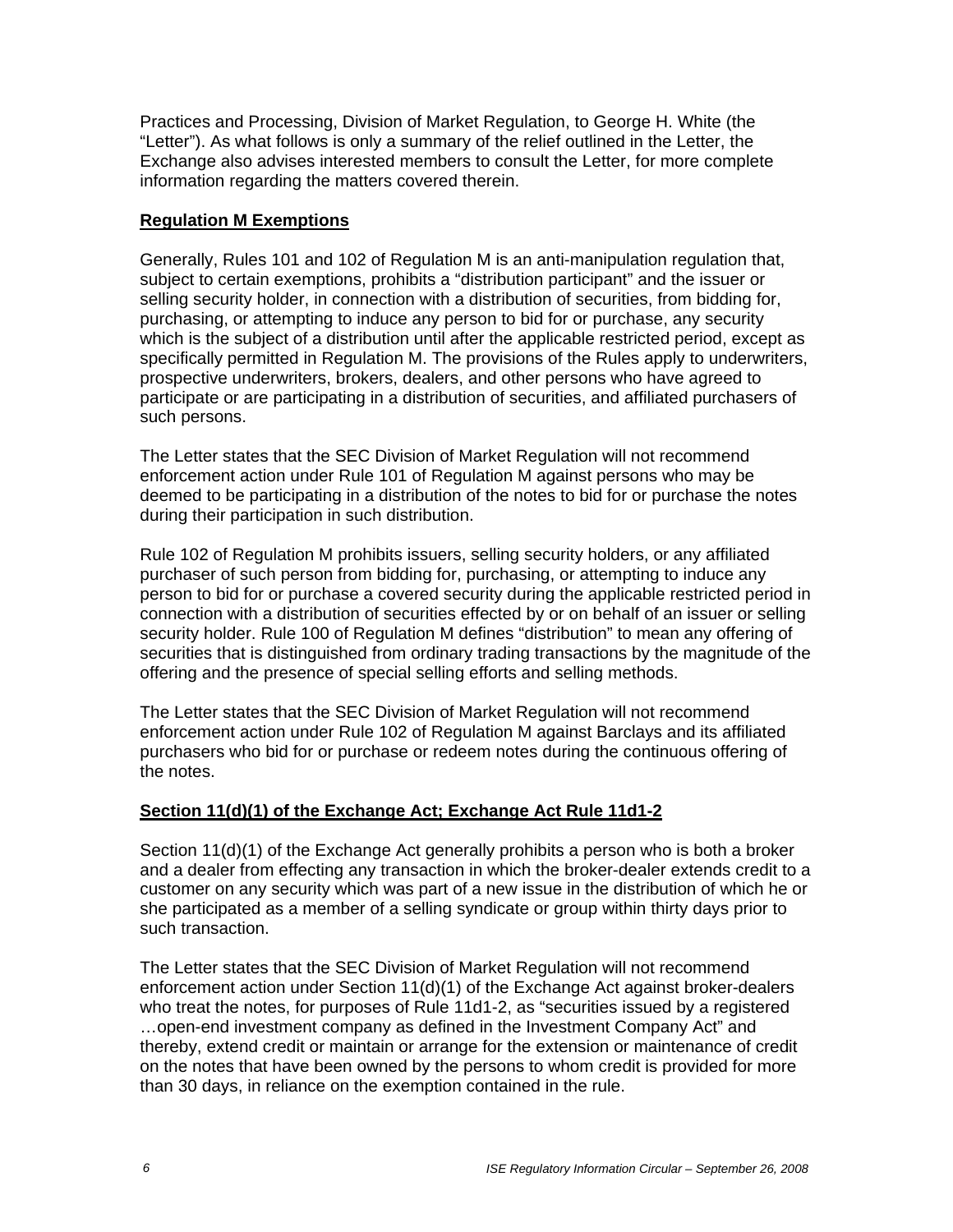Practices and Processing, Division of Market Regulation, to George H. White (the "Letter"). As what follows is only a summary of the relief outlined in the Letter, the Exchange also advises interested members to consult the Letter, for more complete information regarding the matters covered therein.

**Regulation M Exemptions**

Generally, Rules 101 and 102 of Regulation M is an anti-manipulation regulation that, subject to certain exemptions, prohibits a "distribution participant" and the issuer or selling security holder, in connection with a distribution of securities, from bidding for, purchasing, or attempting to induce any person to bid for or purchase, any security which is the subject of a distribution until after the applicable restricted period, except as specifically permitted in Regulation M. The provisions of the Rules apply to underwriters, prospective underwriters, brokers, dealers, and other persons who have agreed to participate or are participating in a distribution of securities, and affiliated purchasers of such persons.

The Letter states that the SEC Division of Market Regulation will not recommend enforcement action under Rule 101 of Regulation M against persons who may be deemed to be participating in a distribution of the notes to bid for or purchase the notes during their participation in such distribution.

Rule 102 of Regulation M prohibits issuers, selling security holders, or any affiliated purchaser of such person from bidding for, purchasing, or attempting to induce any person to bid for or purchase a covered security during the applicable restricted period in connection with a distribution of securities effected by or on behalf of an issuer or selling security holder. Rule 100 of Regulation M defines "distribution" to mean any offering of securities that is distinguished from ordinary trading transactions by the magnitude of the offering and the presence of special selling efforts and selling methods.

The Letter states that the SEC Division of Market Regulation will not recommend enforcement action under Rule 102 of Regulation M against Barclays and its affiliated purchasers who bid for or purchase or redeem notes during the continuous offering of the notes.

**Section 11(d)(1) of the Exchange Act; Exchange Act Rule 11d1-2**

Section 11(d)(1) of the Exchange Act generally prohibits a person who is both a broker and a dealer from effecting any transaction in which the broker-dealer extends credit to a customer on any security which was part of a new issue in the distribution of which he or she participated as a member of a selling syndicate or group within thirty days prior to such transaction.

The Letter states that the SEC Division of Market Regulation will not recommend enforcement action under Section 11(d)(1) of the Exchange Act against broker-dealers who treat the notes, for purposes of Rule 11d1-2, as "securities issued by a registered …open-end investment company as defined in the Investment Company Act" and thereby, extend credit or maintain or arrange for the extension or maintenance of credit on the notes that have been owned by the persons to whom credit is provided for more than 30 days, in reliance on the exemption contained in the rule.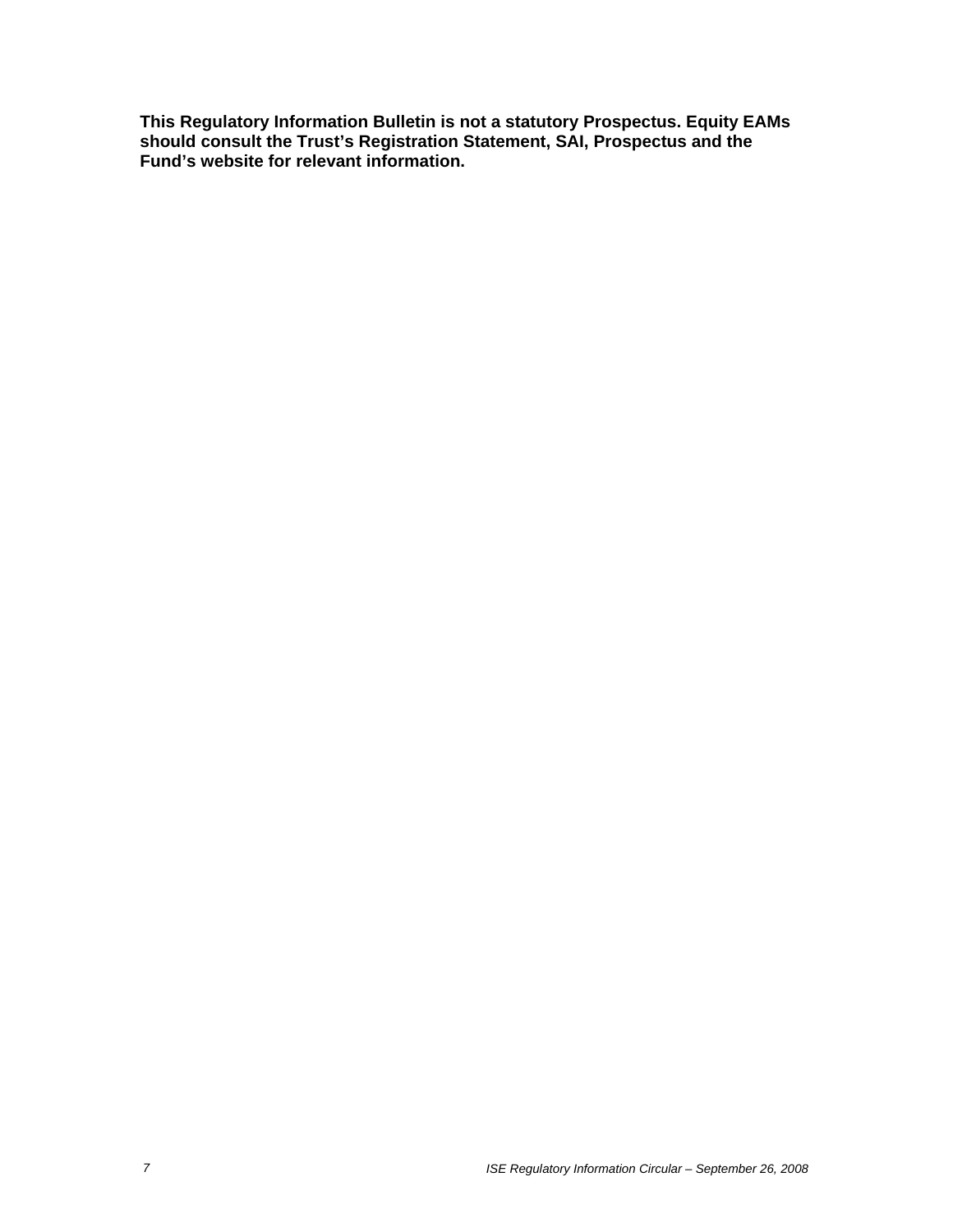**This Regulatory Information Bulletin is not a statutory Prospectus. Equity EAMs should consult the Trust's Registration Statement, SAI, Prospectus and the Fund's website for relevant information.**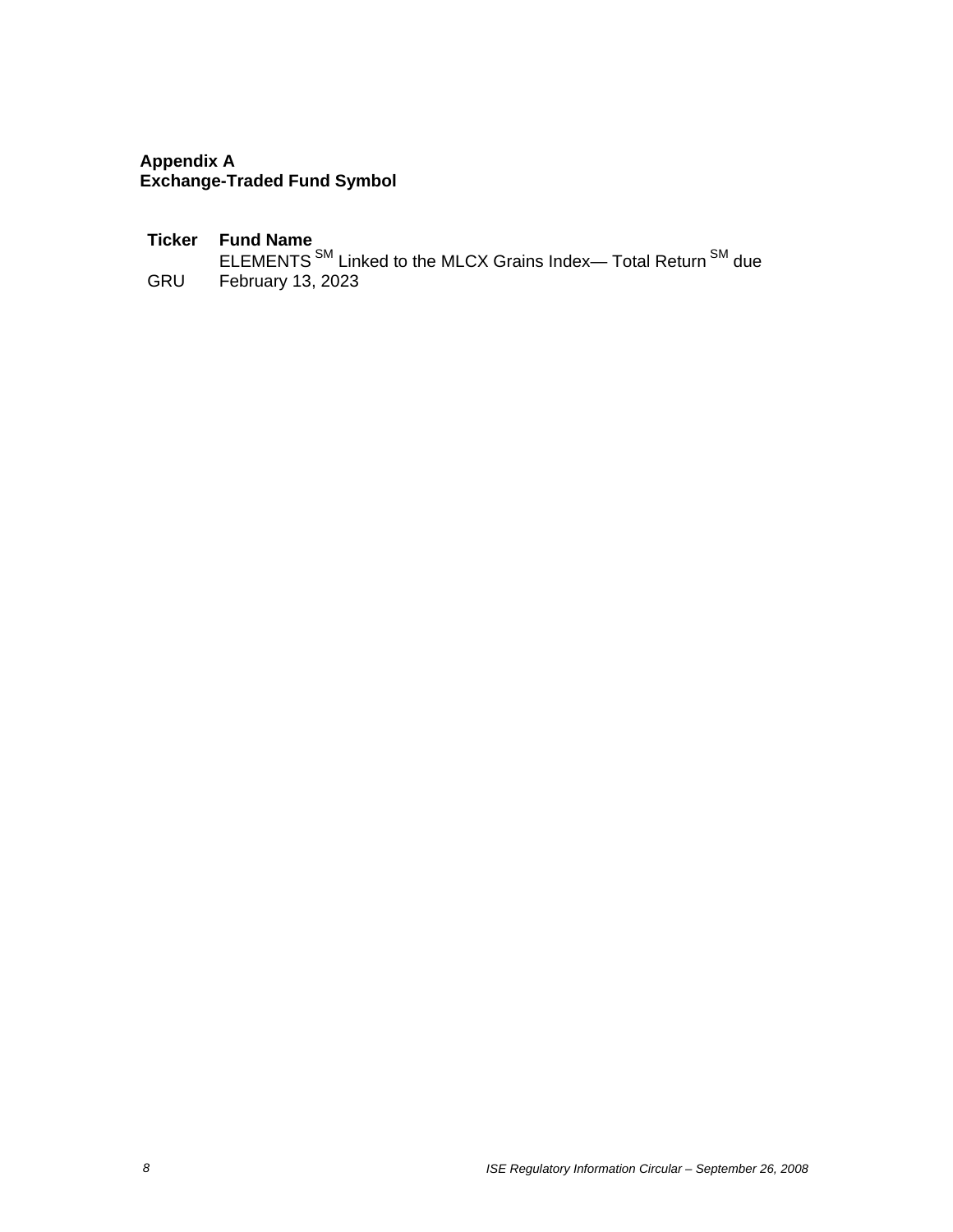**Appendix A**
**Exchange-Traded Fund Symbol**

| Ticker | Fund Name |
|---|---|
| GRU | ELEMENTS [SM] Linked to the MLCX Grains Index— Total Return [SM] due February 13, 2023 |